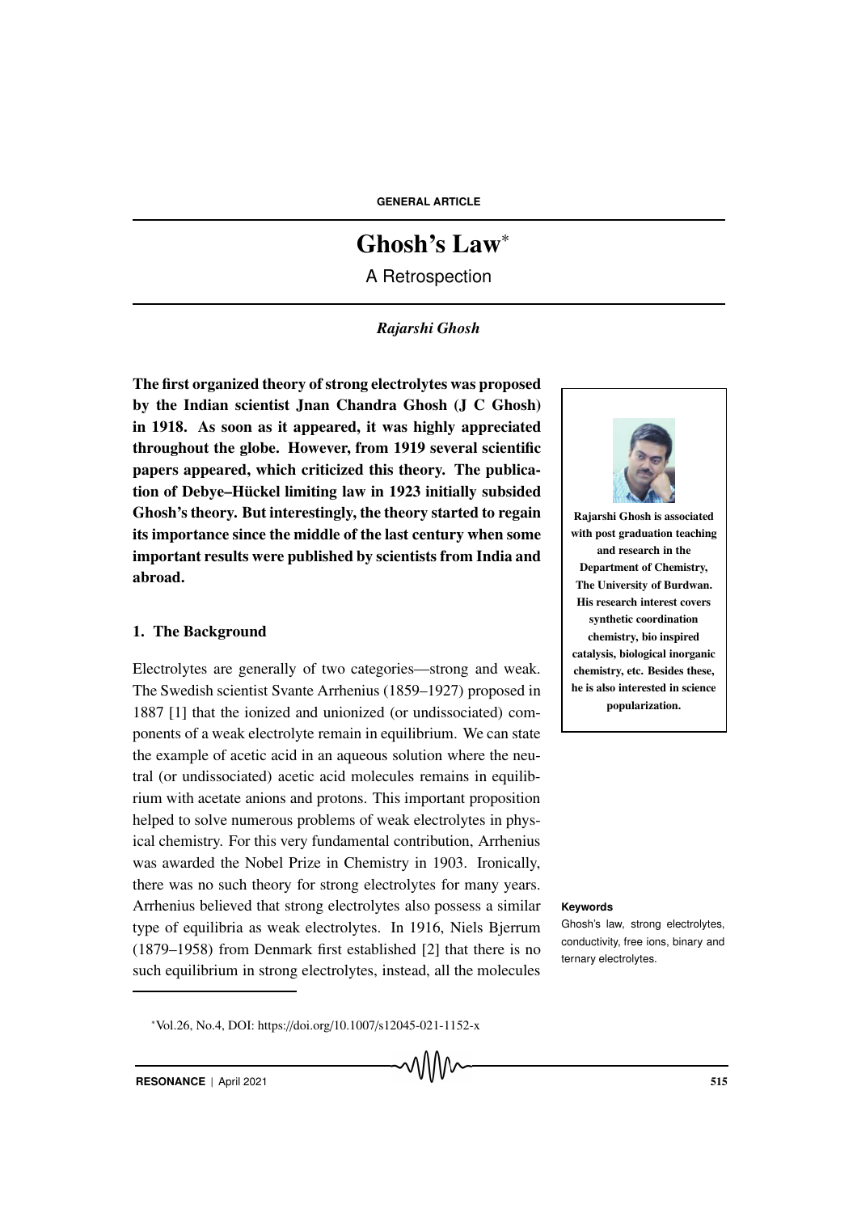GENERAL ARTICLE

# Ghosh's Law*

A Retrospection

*Rajarshi Ghosh*

**The first organized theory of strong electrolytes was proposed by the Indian scientist Jnan Chandra Ghosh (J C Ghosh) in 1918. As soon as it appeared, it was highly appreciated throughout the globe. However, from 1919 several scientific papers appeared, which criticized this theory. The publication of Debye–Hückel limiting law in 1923 initially subsided Ghosh's theory. But interestingly, the theory started to regain its importance since the middle of the last century when some important results were published by scientists from India and abroad.**

**Rajarshi Ghosh is associated with post graduation teaching and research in the Department of Chemistry, The University of Burdwan. His research interest covers synthetic coordination chemistry, bio inspired catalysis, biological inorganic chemistry, etc. Besides these, he is also interested in science popularization.**

## 1. The Background

Electrolytes are generally of two categories—strong and weak. The Swedish scientist Svante Arrhenius (1859–1927) proposed in 1887 [1] that the ionized and unionized (or undissociated) components of a weak electrolyte remain in equilibrium. We can state the example of acetic acid in an aqueous solution where the neutral (or undissociated) acetic acid molecules remains in equilibrium with acetate anions and protons. This important proposition helped to solve numerous problems of weak electrolytes in physical chemistry. For this very fundamental contribution, Arrhenius was awarded the Nobel Prize in Chemistry in 1903. Ironically, there was no such theory for strong electrolytes for many years. Arrhenius believed that strong electrolytes also possess a similar type of equilibria as weak electrolytes. In 1916, Niels Bjerrum (1879–1958) from Denmark first established [2] that there is no such equilibrium in strong electrolytes, instead, all the molecules

**Keywords**

Ghosh's law, strong electrolytes, conductivity, free ions, binary and ternary electrolytes.

*Vol.26, No.4, DOI: https://doi.org/10.1007/s12045-021-1152-x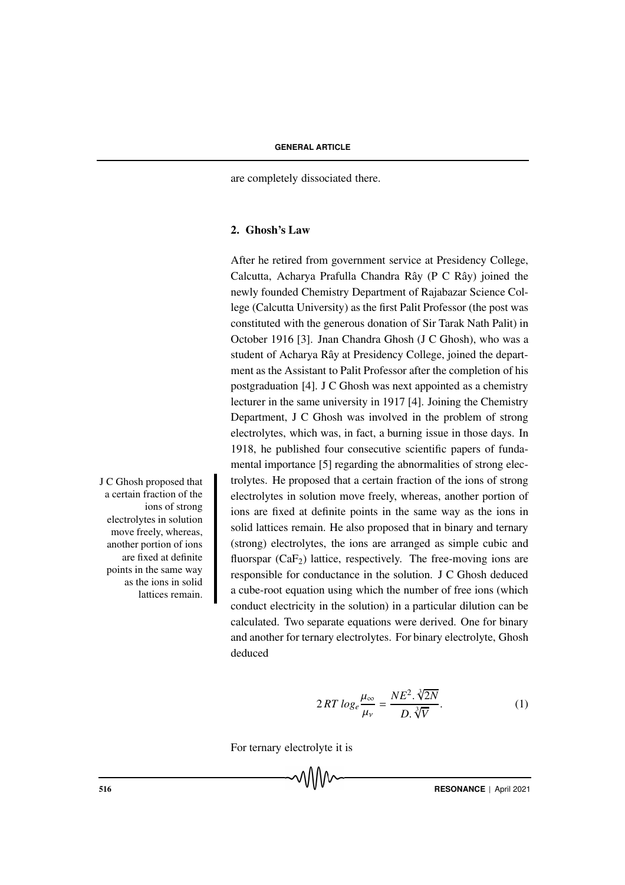are completely dissociated there.

## 2. Ghosh's Law

After he retired from government service at Presidency College, Calcutta, Acharya Prafulla Chandra Rây (P C Rây) joined the newly founded Chemistry Department of Rajabazar Science College (Calcutta University) as the first Palit Professor (the post was constituted with the generous donation of Sir Tarak Nath Palit) in October 1916 [3]. Jnan Chandra Ghosh (J C Ghosh), who was a student of Acharya Rây at Presidency College, joined the department as the Assistant to Palit Professor after the completion of his postgraduation [4]. J C Ghosh was next appointed as a chemistry lecturer in the same university in 1917 [4]. Joining the Chemistry Department, J C Ghosh was involved in the problem of strong electrolytes, which was, in fact, a burning issue in those days. In 1918, he published four consecutive scientific papers of fundamental importance [5] regarding the abnormalities of strong electrolytes. He proposed that a certain fraction of the ions of strong electrolytes in solution move freely, whereas, another portion of ions are fixed at definite points in the same way as the ions in solid lattices remain. He also proposed that in binary and ternary (strong) electrolytes, the ions are arranged as simple cubic and fluorspar ($CaF_2$) lattice, respectively. The free-moving ions are responsible for conductance in the solution. J C Ghosh deduced a cube-root equation using which the number of free ions (which conduct electricity in the solution) in a particular dilution can be calculated. Two separate equations were derived. One for binary and another for ternary electrolytes. For binary electrolyte, Ghosh deduced

J C Ghosh proposed that a certain fraction of the ions of strong electrolytes in solution move freely, whereas, another portion of ions are fixed at definite points in the same way as the ions in solid lattices remain.

$$2\,RT\;log_e \frac{\mu_\infty}{\mu_v} = \frac{NE^2.\sqrt[3]{2N}}{D.\sqrt[3]{V}}. \tag{1}$$

For ternary electrolyte it is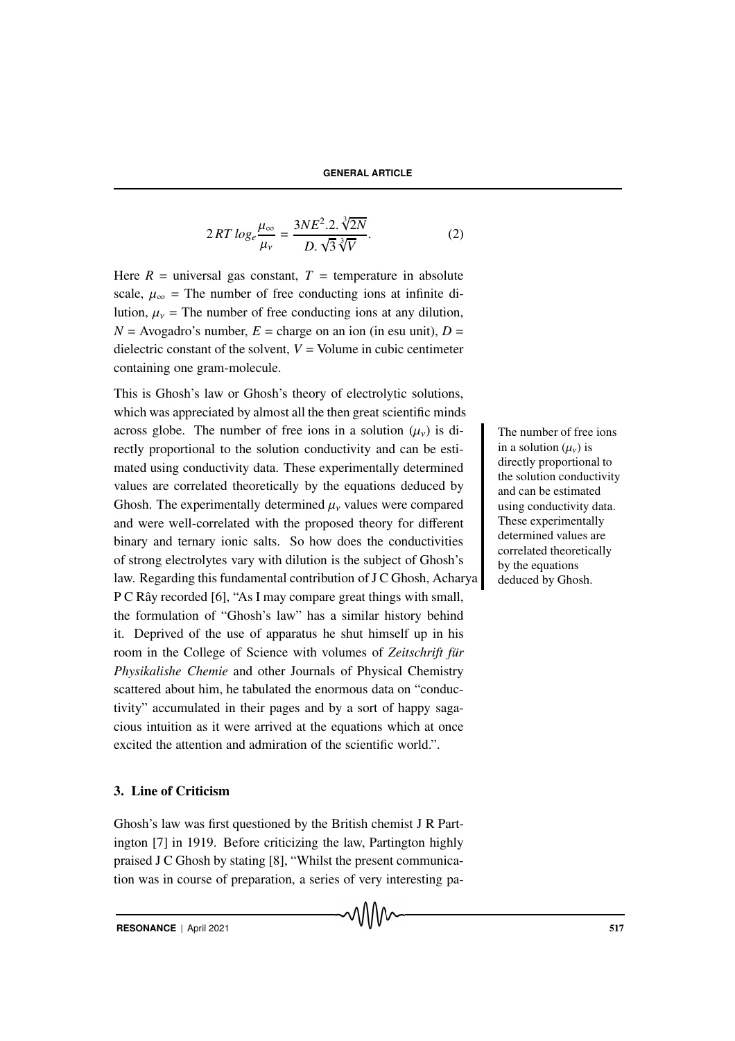$$2\,RT\,log_e \frac{\mu_\infty}{\mu_v} = \frac{3NE^2.2.\sqrt[3]{2N}}{D.\sqrt{3}\sqrt[3]{V}}. \quad (2)$$

Here $R$ = universal gas constant, $T$ = temperature in absolute scale, $\mu_\infty$ = The number of free conducting ions at infinite dilution, $\mu_v$ = The number of free conducting ions at any dilution, $N$ = Avogadro's number, $E$ = charge on an ion (in esu unit), $D$ = dielectric constant of the solvent, $V$ = Volume in cubic centimeter containing one gram-molecule.

This is Ghosh's law or Ghosh's theory of electrolytic solutions, which was appreciated by almost all the then great scientific minds across globe. The number of free ions in a solution ($\mu_v$) is directly proportional to the solution conductivity and can be estimated using conductivity data. These experimentally determined values are correlated theoretically by the equations deduced by Ghosh. The experimentally determined $\mu_v$ values were compared and were well-correlated with the proposed theory for different binary and ternary ionic salts. So how does the conductivities of strong electrolytes vary with dilution is the subject of Ghosh's law. Regarding this fundamental contribution of J C Ghosh, Acharya P C Rây recorded [6], "As I may compare great things with small, the formulation of "Ghosh's law" has a similar history behind it. Deprived of the use of apparatus he shut himself up in his room in the College of Science with volumes of *Zeitschrift für Physikalishe Chemie* and other Journals of Physical Chemistry scattered about him, he tabulated the enormous data on "conductivity" accumulated in their pages and by a sort of happy sagacious intuition as it were arrived at the equations which at once excited the attention and admiration of the scientific world.".

> The number of free ions in a solution ($\mu_v$) is directly proportional to the solution conductivity and can be estimated using conductivity data. These experimentally determined values are correlated theoretically by the equations deduced by Ghosh.

## 3. Line of Criticism

Ghosh's law was first questioned by the British chemist J R Partington [7] in 1919. Before criticizing the law, Partington highly praised J C Ghosh by stating [8], "Whilst the present communication was in course of preparation, a series of very interesting pa-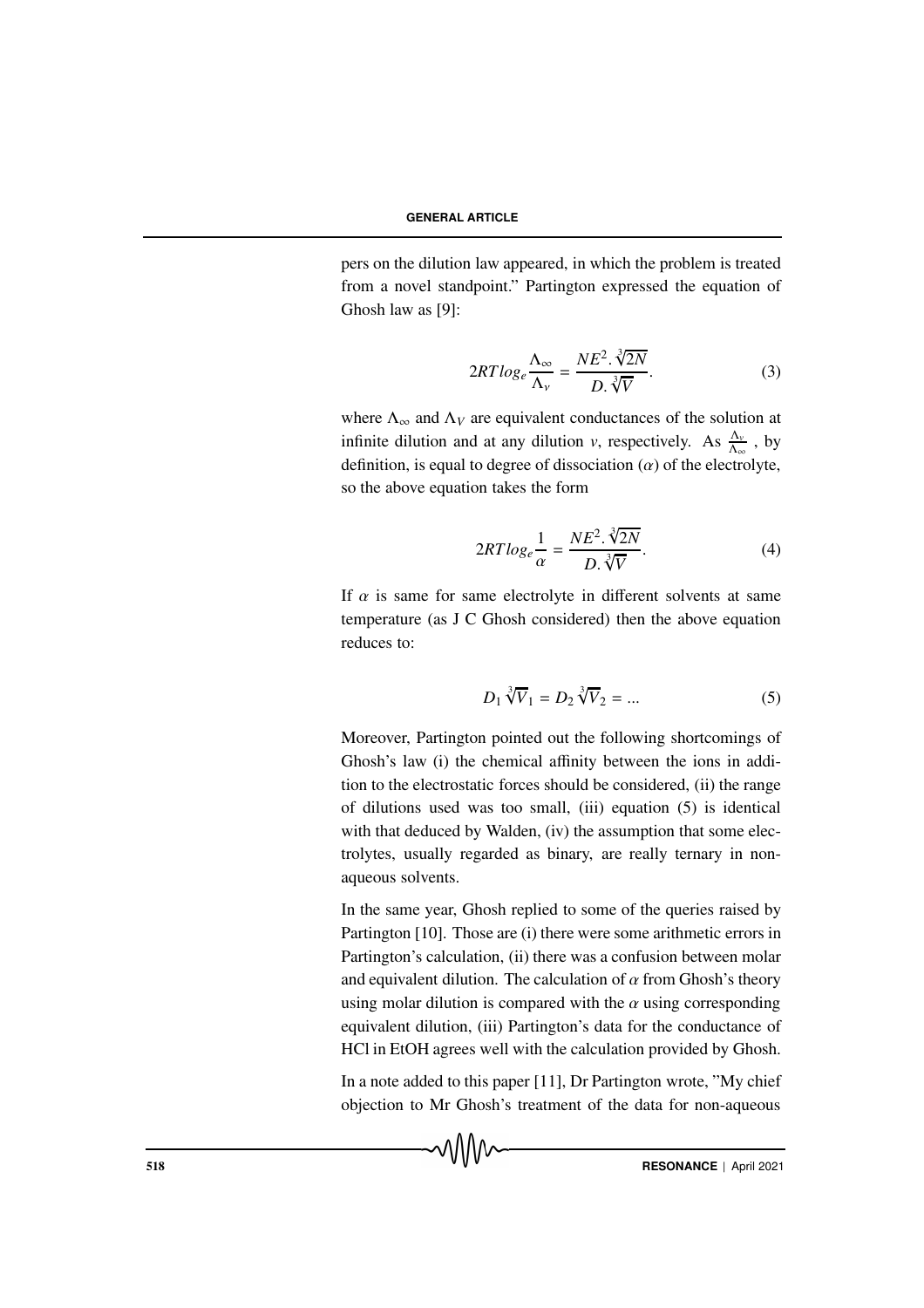pers on the dilution law appeared, in which the problem is treated from a novel standpoint." Partington expressed the equation of Ghosh law as [9]:

$$2RT\,log_e\frac{\Lambda_\infty}{\Lambda_v} = \frac{NE^2.\sqrt[3]{2N}}{D.\sqrt[3]{V}}. \quad (3)$$

where $\Lambda_\infty$ and $\Lambda_V$ are equivalent conductances of the solution at infinite dilution and at any dilution $v$, respectively. As $\frac{\Lambda_v}{\Lambda_\infty}$ , by definition, is equal to degree of dissociation ($\alpha$) of the electrolyte, so the above equation takes the form

$$2RT\,log_e\frac{1}{\alpha} = \frac{NE^2.\sqrt[3]{2N}}{D.\sqrt[3]{V}}. \quad (4)$$

If $\alpha$ is same for same electrolyte in different solvents at same temperature (as J C Ghosh considered) then the above equation reduces to:

$$D_1\sqrt[3]{V}_1 = D_2\sqrt[3]{V}_2 = ... \quad (5)$$

Moreover, Partington pointed out the following shortcomings of Ghosh's law (i) the chemical affinity between the ions in addition to the electrostatic forces should be considered, (ii) the range of dilutions used was too small, (iii) equation (5) is identical with that deduced by Walden, (iv) the assumption that some electrolytes, usually regarded as binary, are really ternary in non-aqueous solvents.

In the same year, Ghosh replied to some of the queries raised by Partington [10]. Those are (i) there were some arithmetic errors in Partington's calculation, (ii) there was a confusion between molar and equivalent dilution. The calculation of $\alpha$ from Ghosh's theory using molar dilution is compared with the $\alpha$ using corresponding equivalent dilution, (iii) Partington's data for the conductance of HCl in EtOH agrees well with the calculation provided by Ghosh.

In a note added to this paper [11], Dr Partington wrote, "My chief objection to Mr Ghosh's treatment of the data for non-aqueous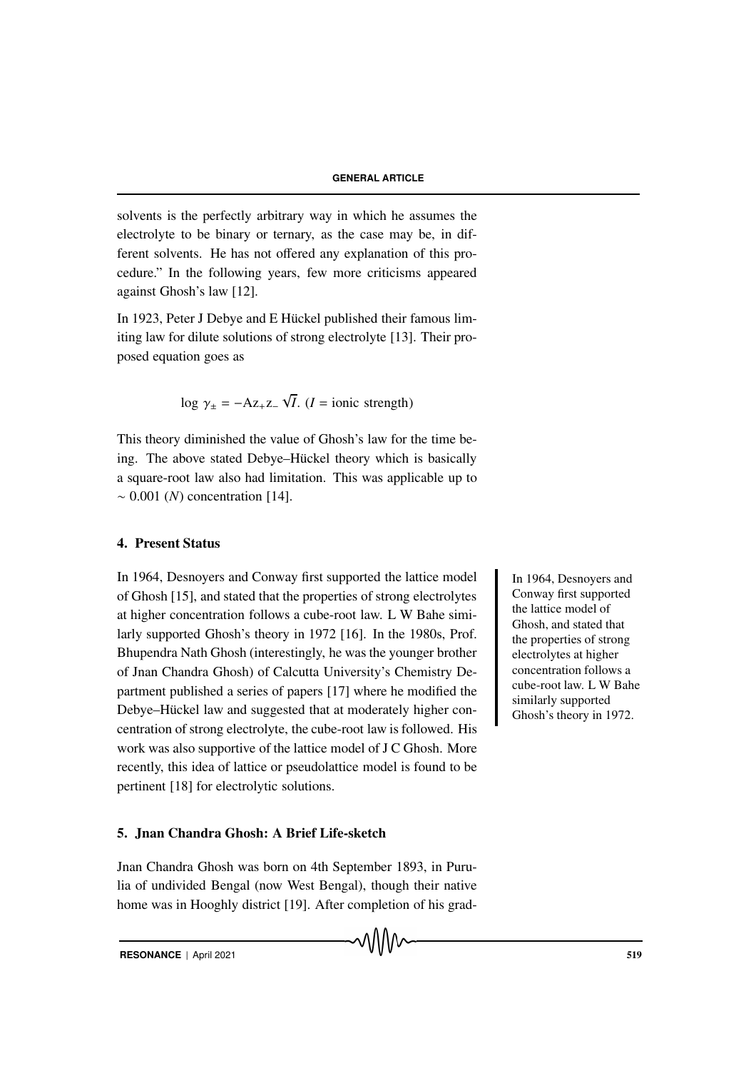solvents is the perfectly arbitrary way in which he assumes the electrolyte to be binary or ternary, as the case may be, in different solvents. He has not offered any explanation of this procedure." In the following years, few more criticisms appeared against Ghosh's law [12].

In 1923, Peter J Debye and E Hückel published their famous limiting law for dilute solutions of strong electrolyte [13]. Their proposed equation goes as

$$\log \gamma_{\pm} = -\mathrm{A} z_{+} z_{-} \sqrt{I}. \ (I = \text{ionic strength})$$

This theory diminished the value of Ghosh's law for the time being. The above stated Debye–Hückel theory which is basically a square-root law also had limitation. This was applicable up to $\sim 0.001$ ($N$) concentration [14].

## 4. Present Status

In 1964, Desnoyers and Conway first supported the lattice model of Ghosh [15], and stated that the properties of strong electrolytes at higher concentration follows a cube-root law. L W Bahe similarly supported Ghosh's theory in 1972 [16]. In the 1980s, Prof. Bhupendra Nath Ghosh (interestingly, he was the younger brother of Jnan Chandra Ghosh) of Calcutta University's Chemistry Department published a series of papers [17] where he modified the Debye–Hückel law and suggested that at moderately higher concentration of strong electrolyte, the cube-root law is followed. His work was also supportive of the lattice model of J C Ghosh. More recently, this idea of lattice or pseudolattice model is found to be pertinent [18] for electrolytic solutions.

In 1964, Desnoyers and Conway first supported the lattice model of Ghosh, and stated that the properties of strong electrolytes at higher concentration follows a cube-root law. L W Bahe similarly supported Ghosh's theory in 1972.

## 5. Jnan Chandra Ghosh: A Brief Life-sketch

Jnan Chandra Ghosh was born on 4th September 1893, in Purulia of undivided Bengal (now West Bengal), though their native home was in Hooghly district [19]. After completion of his grad-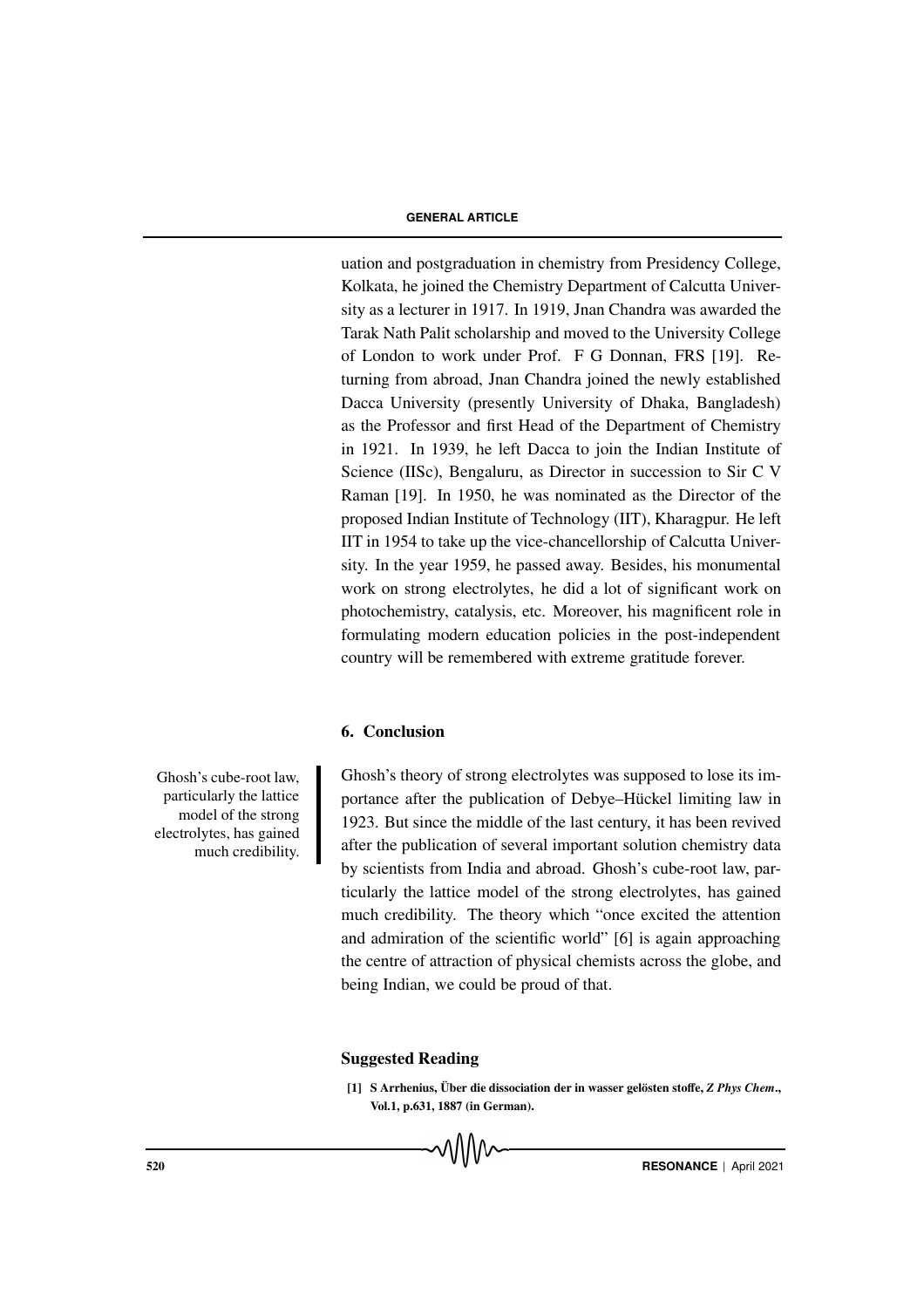uation and postgraduation in chemistry from Presidency College, Kolkata, he joined the Chemistry Department of Calcutta University as a lecturer in 1917. In 1919, Jnan Chandra was awarded the Tarak Nath Palit scholarship and moved to the University College of London to work under Prof. F G Donnan, FRS [19]. Returning from abroad, Jnan Chandra joined the newly established Dacca University (presently University of Dhaka, Bangladesh) as the Professor and first Head of the Department of Chemistry in 1921. In 1939, he left Dacca to join the Indian Institute of Science (IISc), Bengaluru, as Director in succession to Sir C V Raman [19]. In 1950, he was nominated as the Director of the proposed Indian Institute of Technology (IIT), Kharagpur. He left IIT in 1954 to take up the vice-chancellorship of Calcutta University. In the year 1959, he passed away. Besides, his monumental work on strong electrolytes, he did a lot of significant work on photochemistry, catalysis, etc. Moreover, his magnificent role in formulating modern education policies in the post-independent country will be remembered with extreme gratitude forever.

## 6. Conclusion

Ghosh's cube-root law, particularly the lattice model of the strong electrolytes, has gained much credibility.

Ghosh's theory of strong electrolytes was supposed to lose its importance after the publication of Debye–Hückel limiting law in 1923. But since the middle of the last century, it has been revived after the publication of several important solution chemistry data by scientists from India and abroad. Ghosh's cube-root law, particularly the lattice model of the strong electrolytes, has gained much credibility. The theory which "once excited the attention and admiration of the scientific world" [6] is again approaching the centre of attraction of physical chemists across the globe, and being Indian, we could be proud of that.

## Suggested Reading

**[1] S Arrhenius, Über die dissociation der in wasser gelösten stoffe, *Z Phys Chem*., Vol.1, p.631, 1887 (in German).**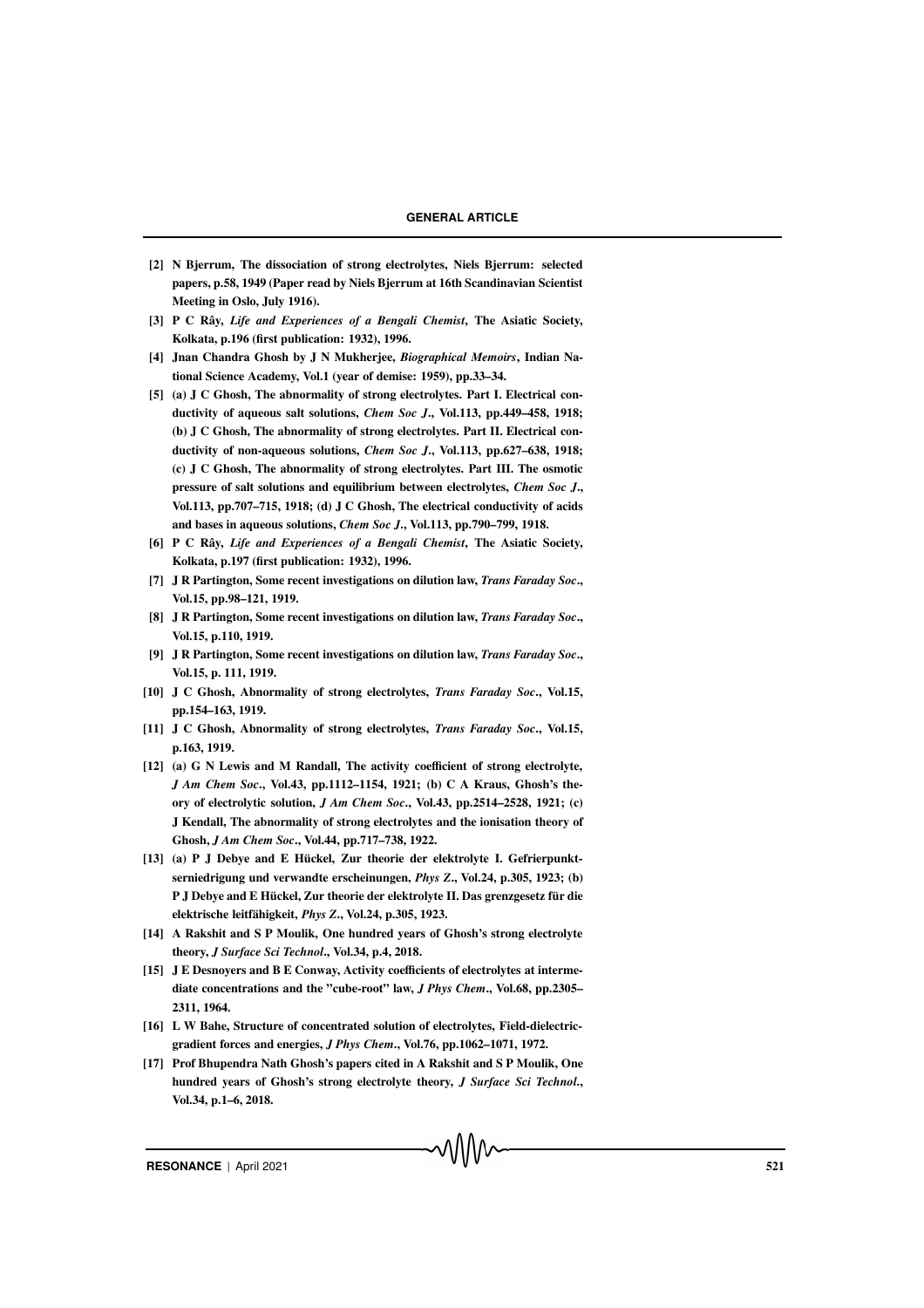**[2] N Bjerrum, The dissociation of strong electrolytes, Niels Bjerrum: selected papers, p.58, 1949 (Paper read by Niels Bjerrum at 16th Scandinavian Scientist Meeting in Oslo, July 1916).**

**[3] P C Rây, *Life and Experiences of a Bengali Chemist*, The Asiatic Society, Kolkata, p.196 (first publication: 1932), 1996.**

**[4] Jnan Chandra Ghosh by J N Mukherjee, *Biographical Memoirs*, Indian National Science Academy, Vol.1 (year of demise: 1959), pp.33–34.**

**[5] (a) J C Ghosh, The abnormality of strong electrolytes. Part I. Electrical conductivity of aqueous salt solutions, *Chem Soc J*., Vol.113, pp.449–458, 1918; (b) J C Ghosh, The abnormality of strong electrolytes. Part II. Electrical conductivity of non-aqueous solutions, *Chem Soc J*., Vol.113, pp.627–638, 1918; (c) J C Ghosh, The abnormality of strong electrolytes. Part III. The osmotic pressure of salt solutions and equilibrium between electrolytes, *Chem Soc J*., Vol.113, pp.707–715, 1918; (d) J C Ghosh, The electrical conductivity of acids and bases in aqueous solutions, *Chem Soc J*., Vol.113, pp.790–799, 1918.**

**[6] P C Rây, *Life and Experiences of a Bengali Chemist*, The Asiatic Society, Kolkata, p.197 (first publication: 1932), 1996.**

**[7] J R Partington, Some recent investigations on dilution law, *Trans Faraday Soc*., Vol.15, pp.98–121, 1919.**

**[8] J R Partington, Some recent investigations on dilution law, *Trans Faraday Soc*., Vol.15, p.110, 1919.**

**[9] J R Partington, Some recent investigations on dilution law, *Trans Faraday Soc*., Vol.15, p. 111, 1919.**

**[10] J C Ghosh, Abnormality of strong electrolytes, *Trans Faraday Soc*., Vol.15, pp.154–163, 1919.**

**[11] J C Ghosh, Abnormality of strong electrolytes, *Trans Faraday Soc*., Vol.15, p.163, 1919.**

**[12] (a) G N Lewis and M Randall, The activity coefficient of strong electrolyte, *J Am Chem Soc*., Vol.43, pp.1112–1154, 1921; (b) C A Kraus, Ghosh's theory of electrolytic solution, *J Am Chem Soc*., Vol.43, pp.2514–2528, 1921; (c) J Kendall, The abnormality of strong electrolytes and the ionisation theory of Ghosh, *J Am Chem Soc*., Vol.44, pp.717–738, 1922.**

**[13] (a) P J Debye and E Hückel, Zur theorie der elektrolyte I. Gefrierpunktserniedrigung und verwandte erscheinungen, *Phys Z*., Vol.24, p.305, 1923; (b) P J Debye and E Hückel, Zur theorie der elektrolyte II. Das grenzgesetz für die elektrische leitfähigkeit, *Phys Z*., Vol.24, p.305, 1923.**

**[14] A Rakshit and S P Moulik, One hundred years of Ghosh's strong electrolyte theory, *J Surface Sci Technol*., Vol.34, p.4, 2018.**

**[15] J E Desnoyers and B E Conway, Activity coefficients of electrolytes at intermediate concentrations and the "cube-root" law, *J Phys Chem*., Vol.68, pp.2305–2311, 1964.**

**[16] L W Bahe, Structure of concentrated solution of electrolytes, Field-dielectric-gradient forces and energies, *J Phys Chem*., Vol.76, pp.1062–1071, 1972.**

**[17] Prof Bhupendra Nath Ghosh's papers cited in A Rakshit and S P Moulik, One hundred years of Ghosh's strong electrolyte theory, *J Surface Sci Technol*., Vol.34, p.1–6, 2018.**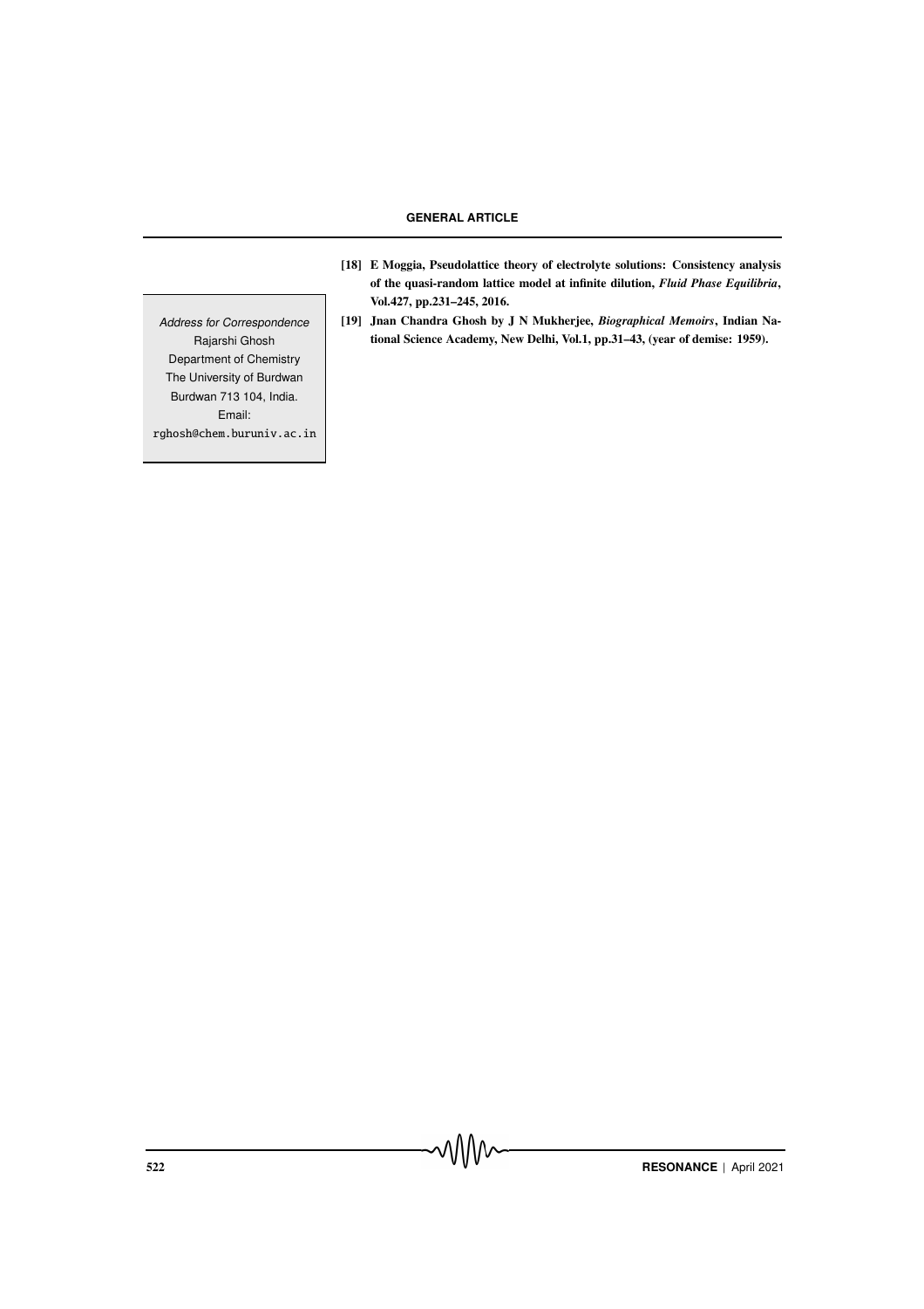[18] **E Moggia, Pseudolattice theory of electrolyte solutions: Consistency analysis of the quasi-random lattice model at infinite dilution, *Fluid Phase Equilibria*, Vol.427, pp.231–245, 2016.**

[19] **Jnan Chandra Ghosh by J N Mukherjee, *Biographical Memoirs*, Indian National Science Academy, New Delhi, Vol.1, pp.31–43, (year of demise: 1959).**

*Address for Correspondence*
Rajarshi Ghosh
Department of Chemistry
The University of Burdwan
Burdwan 713 104, India.
Email:
rghosh@chem.buruniv.ac.in